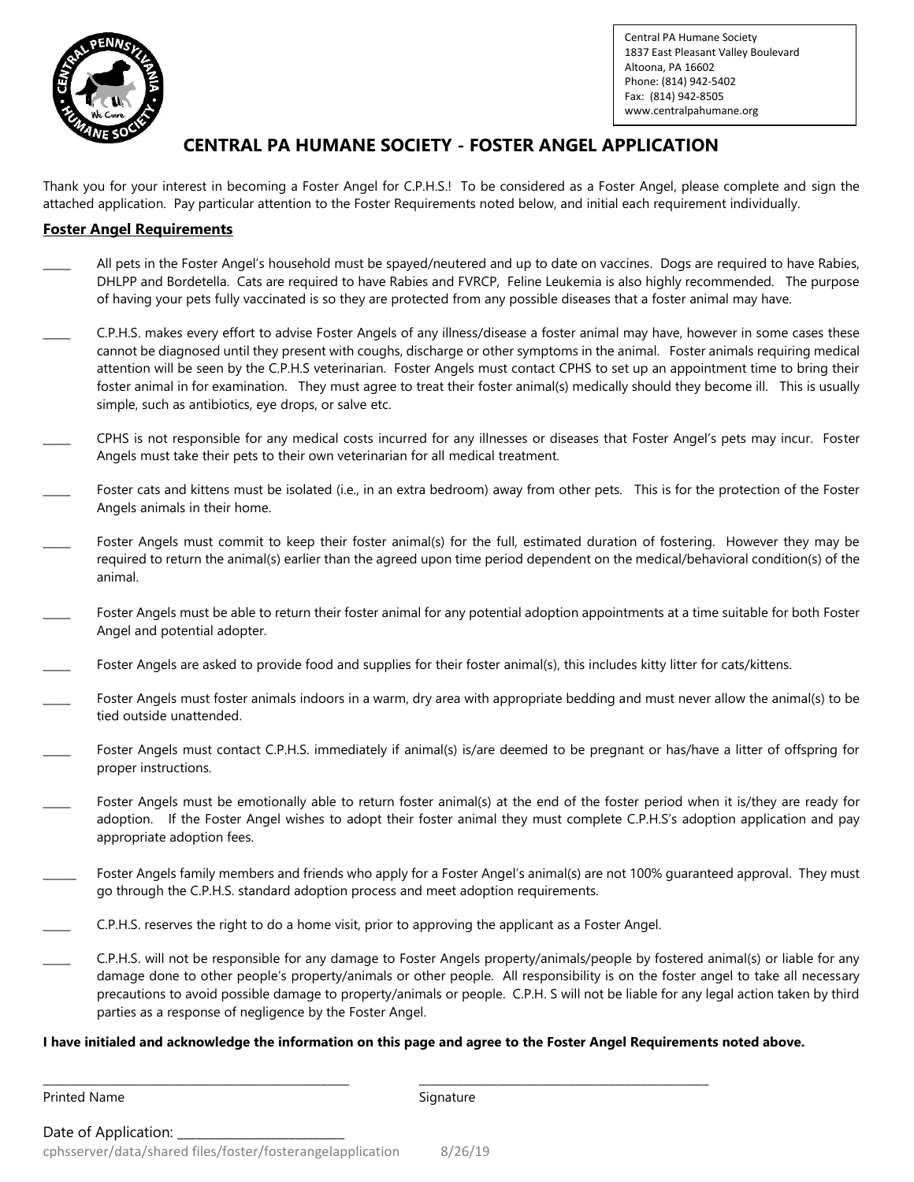Central PA Humane Society
1837 East Pleasant Valley Boulevard
Altoona, PA 16602
Phone: (814) 942-5402
Fax: (814) 942-8505
www.centralpahumane.org

# CENTRAL PA HUMANE SOCIETY - FOSTER ANGEL APPLICATION

Thank you for your interest in becoming a Foster Angel for C.P.H.S.! To be considered as a Foster Angel, please complete and sign the attached application. Pay particular attention to the Foster Requirements noted below, and initial each requirement individually.

## Foster Angel Requirements

_____ All pets in the Foster Angel's household must be spayed/neutered and up to date on vaccines. Dogs are required to have Rabies, DHLPP and Bordetella. Cats are required to have Rabies and FVRCP, Feline Leukemia is also highly recommended. The purpose of having your pets fully vaccinated is so they are protected from any possible diseases that a foster animal may have.

_____ C.P.H.S. makes every effort to advise Foster Angels of any illness/disease a foster animal may have, however in some cases these cannot be diagnosed until they present with coughs, discharge or other symptoms in the animal. Foster animals requiring medical attention will be seen by the C.P.H.S veterinarian. Foster Angels must contact CPHS to set up an appointment time to bring their foster animal in for examination. They must agree to treat their foster animal(s) medically should they become ill. This is usually simple, such as antibiotics, eye drops, or salve etc.

_____ CPHS is not responsible for any medical costs incurred for any illnesses or diseases that Foster Angel's pets may incur. Foster Angels must take their pets to their own veterinarian for all medical treatment.

_____ Foster cats and kittens must be isolated (i.e., in an extra bedroom) away from other pets. This is for the protection of the Foster Angels animals in their home.

_____ Foster Angels must commit to keep their foster animal(s) for the full, estimated duration of fostering. However they may be required to return the animal(s) earlier than the agreed upon time period dependent on the medical/behavioral condition(s) of the animal.

_____ Foster Angels must be able to return their foster animal for any potential adoption appointments at a time suitable for both Foster Angel and potential adopter.

_____ Foster Angels are asked to provide food and supplies for their foster animal(s), this includes kitty litter for cats/kittens.

_____ Foster Angels must foster animals indoors in a warm, dry area with appropriate bedding and must never allow the animal(s) to be tied outside unattended.

_____ Foster Angels must contact C.P.H.S. immediately if animal(s) is/are deemed to be pregnant or has/have a litter of offspring for proper instructions.

_____ Foster Angels must be emotionally able to return foster animal(s) at the end of the foster period when it is/they are ready for adoption. If the Foster Angel wishes to adopt their foster animal they must complete C.P.H.S's adoption application and pay appropriate adoption fees.

_____ Foster Angels family members and friends who apply for a Foster Angel's animal(s) are not 100% guaranteed approval. They must go through the C.P.H.S. standard adoption process and meet adoption requirements.

_____ C.P.H.S. reserves the right to do a home visit, prior to approving the applicant as a Foster Angel.

_____ C.P.H.S. will not be responsible for any damage to Foster Angels property/animals/people by fostered animal(s) or liable for any damage done to other people's property/animals or other people. All responsibility is on the foster angel to take all necessary precautions to avoid possible damage to property/animals or people. C.P.H. S will not be liable for any legal action taken by third parties as a response of negligence by the Foster Angel.

**I have initialed and acknowledge the information on this page and agree to the Foster Angel Requirements noted above.**

_______________________________________ _______________________________________
Printed Name Signature

Date of Application: ______________________

cphsserver/data/shared files/foster/fosterangelapplication 8/26/19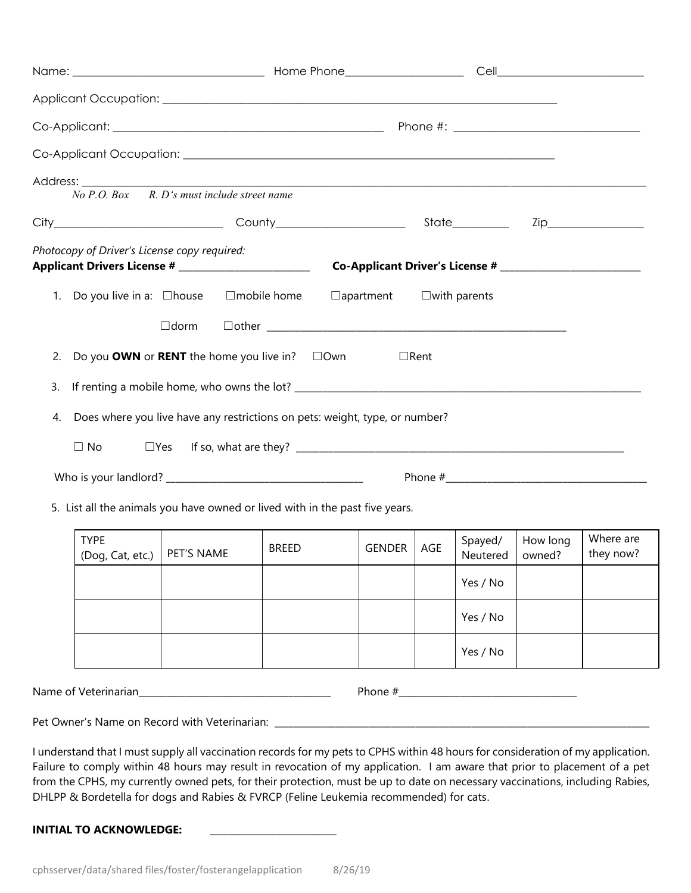Name: ______________________________ Home Phone____________________ Cell__________________________

Applicant Occupation: ________________________________________________________________________

Co-Applicant: ____________________________________________ Phone #: ________________________________

Co-Applicant Occupation: _______________________________________________________________

Address: ___________________________________________________________________________________________

*No P.O. Box R. D's must include street name*

City____________________________ County______________________ State__________ Zip_________________

*Photocopy of Driver's License copy required:*

**Applicant Drivers License # ________________________** **Co-Applicant Driver's License # __________________________**

1. Do you live in a: ☐house ☐mobile home ☐apartment ☐with parents

   ☐dorm ☐other _______________________________________________________

2. Do you **OWN** or **RENT** the home you live in? ☐Own ☐Rent

3. If renting a mobile home, who owns the lot? _________________________________________________________________

4. Does where you live have any restrictions on pets: weight, type, or number?

   ☐ No ☐Yes If so, what are they? _______________________________________________________________

   Who is your landlord? ____________________________________ Phone #______________________________________

5. List all the animals you have owned or lived with in the past five years.

| TYPE (Dog, Cat, etc.) | PET'S NAME | BREED | GENDER | AGE | Spayed/ Neutered | How long owned? | Where are they now? |
|---|---|---|---|---|---|---|---|
| | | | | | Yes / No | | |
| | | | | | Yes / No | | |
| | | | | | Yes / No | | |

Name of Veterinarian_____________________________________ Phone #__________________________________

Pet Owner's Name on Record with Veterinarian: ____________________________________________________________________________

I understand that I must supply all vaccination records for my pets to CPHS within 48 hours for consideration of my application. Failure to comply within 48 hours may result in revocation of my application. I am aware that prior to placement of a pet from the CPHS, my currently owned pets, for their protection, must be up to date on necessary vaccinations, including Rabies, DHLPP & Bordetella for dogs and Rabies & FVRCP (Feline Leukemia recommended) for cats.

**INITIAL TO ACKNOWLEDGE:** ________________________

cphsserver/data/shared files/foster/fosterangelapplication 8/26/19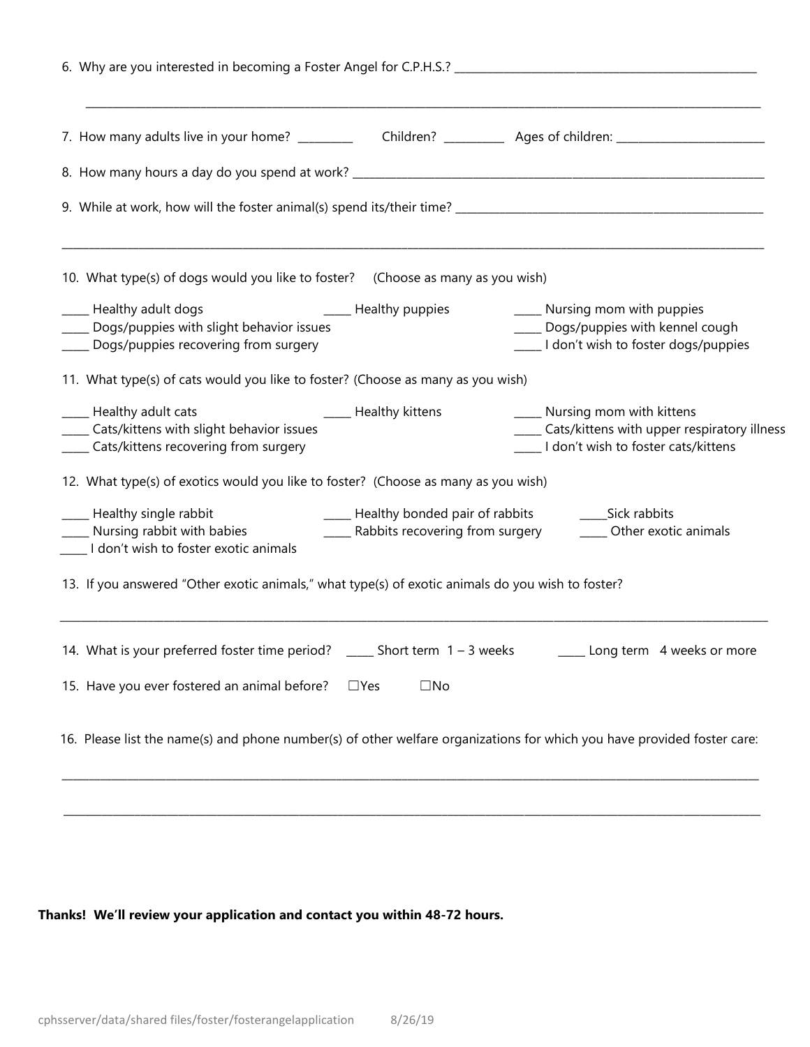6. Why are you interested in becoming a Foster Angel for C.P.H.S.? ______________________________________________

______________________________________________________________________________________________

7. How many adults live in your home? _________ Children? __________ Ages of children: ________________________

8. How many hours a day do you spend at work? ______________________________________________________________

9. While at work, how will the foster animal(s) spend its/their time? ___________________________________________

______________________________________________________________________________________________

10. What type(s) of dogs would you like to foster? (Choose as many as you wish)

_____ Healthy adult dogs
_____ Healthy puppies
_____ Nursing mom with puppies
_____ Dogs/puppies with slight behavior issues
_____ Dogs/puppies with kennel cough
_____ Dogs/puppies recovering from surgery
_____ I don't wish to foster dogs/puppies

11. What type(s) of cats would you like to foster? (Choose as many as you wish)

_____ Healthy adult cats
_____ Healthy kittens
_____ Nursing mom with kittens
_____ Cats/kittens with slight behavior issues
_____ Cats/kittens with upper respiratory illness
_____ Cats/kittens recovering from surgery
_____ I don't wish to foster cats/kittens

12. What type(s) of exotics would you like to foster? (Choose as many as you wish)

_____ Healthy single rabbit
_____ Healthy bonded pair of rabbits
_____Sick rabbits
_____ Nursing rabbit with babies
_____ Rabbits recovering from surgery
_____ Other exotic animals
_____ I don't wish to foster exotic animals

13. If you answered "Other exotic animals," what type(s) of exotic animals do you wish to foster?

______________________________________________________________________________________________

14. What is your preferred foster time period? _____ Short term 1 – 3 weeks _____ Long term 4 weeks or more

15. Have you ever fostered an animal before? ☐Yes ☐No

16. Please list the name(s) and phone number(s) of other welfare organizations for which you have provided foster care:

______________________________________________________________________________________________

______________________________________________________________________________________________

**Thanks! We'll review your application and contact you within 48-72 hours.**

cphsserver/data/shared files/foster/fosterangelapplication 8/26/19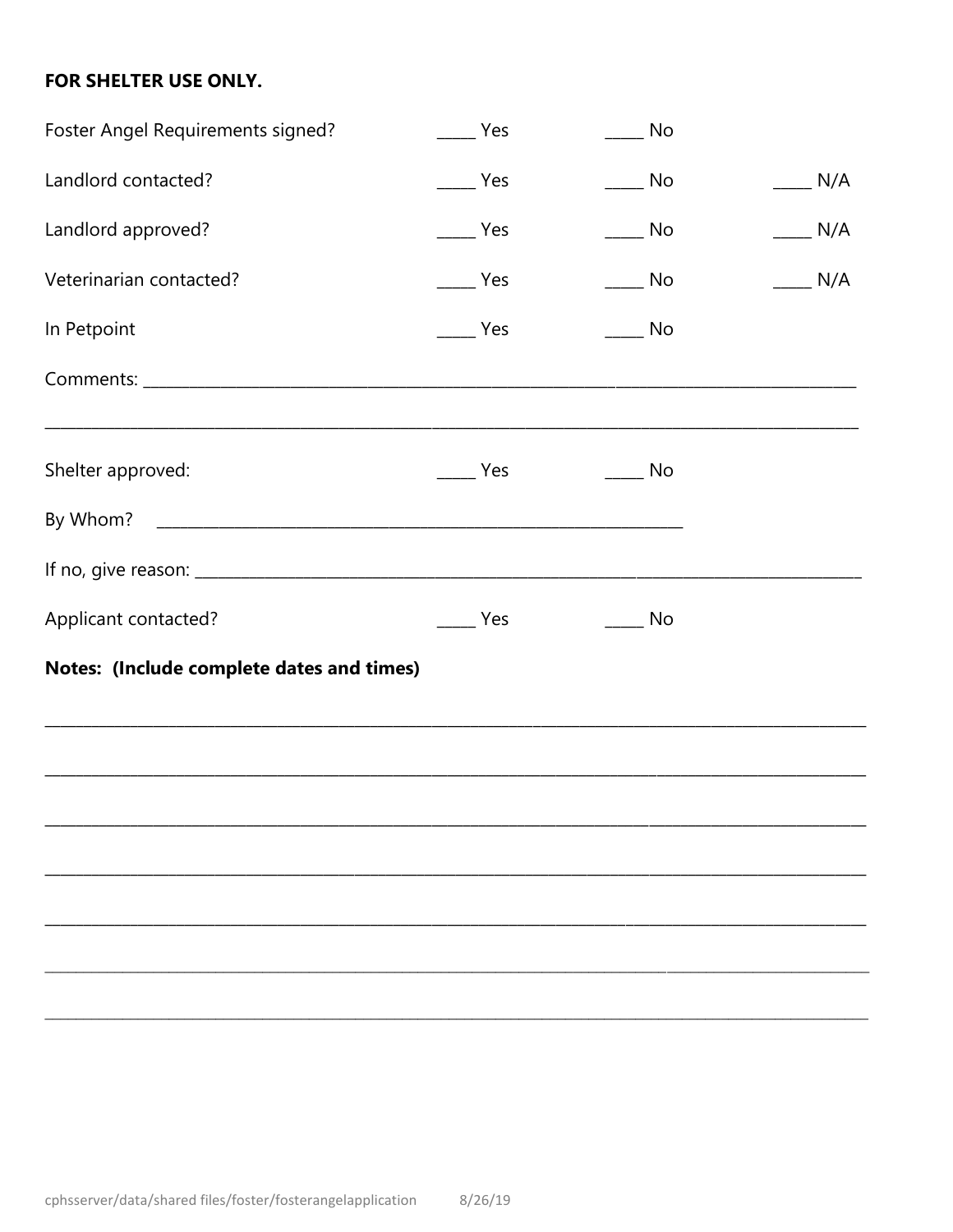**FOR SHELTER USE ONLY.**

Foster Angel Requirements signed? \_\_\_\_ Yes \_\_\_\_ No

Landlord contacted? \_\_\_\_ Yes \_\_\_\_ No \_\_\_\_ N/A

Landlord approved? \_\_\_\_ Yes \_\_\_\_ No \_\_\_\_ N/A

Veterinarian contacted? \_\_\_\_ Yes \_\_\_\_ No \_\_\_\_ N/A

In Petpoint \_\_\_\_ Yes \_\_\_\_ No

Comments: \_\_\_\_\_\_\_\_\_\_\_\_\_\_\_\_\_\_\_\_\_\_\_\_\_\_\_\_\_\_\_\_\_\_\_\_\_\_\_\_\_\_\_\_\_\_\_\_\_\_\_\_\_\_\_\_\_\_\_\_\_\_\_\_\_\_\_\_\_\_\_\_

\_\_\_\_\_\_\_\_\_\_\_\_\_\_\_\_\_\_\_\_\_\_\_\_\_\_\_\_\_\_\_\_\_\_\_\_\_\_\_\_\_\_\_\_\_\_\_\_\_\_\_\_\_\_\_\_\_\_\_\_\_\_\_\_\_\_\_\_\_\_\_\_\_\_\_\_\_\_\_\_\_\_

Shelter approved: \_\_\_\_ Yes \_\_\_\_ No

By Whom? \_\_\_\_\_\_\_\_\_\_\_\_\_\_\_\_\_\_\_\_\_\_\_\_\_\_\_\_\_\_\_\_\_\_\_\_\_\_\_\_\_\_\_\_\_\_\_\_\_\_\_\_\_\_

If no, give reason: \_\_\_\_\_\_\_\_\_\_\_\_\_\_\_\_\_\_\_\_\_\_\_\_\_\_\_\_\_\_\_\_\_\_\_\_\_\_\_\_\_\_\_\_\_\_\_\_\_\_\_\_\_\_\_\_\_\_\_\_\_\_\_\_\_\_\_\_

Applicant contacted? \_\_\_\_ Yes \_\_\_\_ No

**Notes: (Include complete dates and times)**

\_\_\_\_\_\_\_\_\_\_\_\_\_\_\_\_\_\_\_\_\_\_\_\_\_\_\_\_\_\_\_\_\_\_\_\_\_\_\_\_\_\_\_\_\_\_\_\_\_\_\_\_\_\_\_\_\_\_\_\_\_\_\_\_\_\_\_\_\_\_\_\_\_\_\_\_\_\_\_\_\_\_

\_\_\_\_\_\_\_\_\_\_\_\_\_\_\_\_\_\_\_\_\_\_\_\_\_\_\_\_\_\_\_\_\_\_\_\_\_\_\_\_\_\_\_\_\_\_\_\_\_\_\_\_\_\_\_\_\_\_\_\_\_\_\_\_\_\_\_\_\_\_\_\_\_\_\_\_\_\_\_\_\_\_

\_\_\_\_\_\_\_\_\_\_\_\_\_\_\_\_\_\_\_\_\_\_\_\_\_\_\_\_\_\_\_\_\_\_\_\_\_\_\_\_\_\_\_\_\_\_\_\_\_\_\_\_\_\_\_\_\_\_\_\_\_\_\_\_\_\_\_\_\_\_\_\_\_\_\_\_\_\_\_\_\_\_

\_\_\_\_\_\_\_\_\_\_\_\_\_\_\_\_\_\_\_\_\_\_\_\_\_\_\_\_\_\_\_\_\_\_\_\_\_\_\_\_\_\_\_\_\_\_\_\_\_\_\_\_\_\_\_\_\_\_\_\_\_\_\_\_\_\_\_\_\_\_\_\_\_\_\_\_\_\_\_\_\_\_

\_\_\_\_\_\_\_\_\_\_\_\_\_\_\_\_\_\_\_\_\_\_\_\_\_\_\_\_\_\_\_\_\_\_\_\_\_\_\_\_\_\_\_\_\_\_\_\_\_\_\_\_\_\_\_\_\_\_\_\_\_\_\_\_\_\_\_\_\_\_\_\_\_\_\_\_\_\_\_\_\_\_

\_\_\_\_\_\_\_\_\_\_\_\_\_\_\_\_\_\_\_\_\_\_\_\_\_\_\_\_\_\_\_\_\_\_\_\_\_\_\_\_\_\_\_\_\_\_\_\_\_\_\_\_\_\_\_\_\_\_\_\_\_\_\_\_\_\_\_\_\_\_\_\_\_\_\_\_\_\_\_\_\_\_

\_\_\_\_\_\_\_\_\_\_\_\_\_\_\_\_\_\_\_\_\_\_\_\_\_\_\_\_\_\_\_\_\_\_\_\_\_\_\_\_\_\_\_\_\_\_\_\_\_\_\_\_\_\_\_\_\_\_\_\_\_\_\_\_\_\_\_\_\_\_\_\_\_\_\_\_\_\_\_\_\_\_

cphsserver/data/shared files/foster/fosterangelapplication 8/26/19